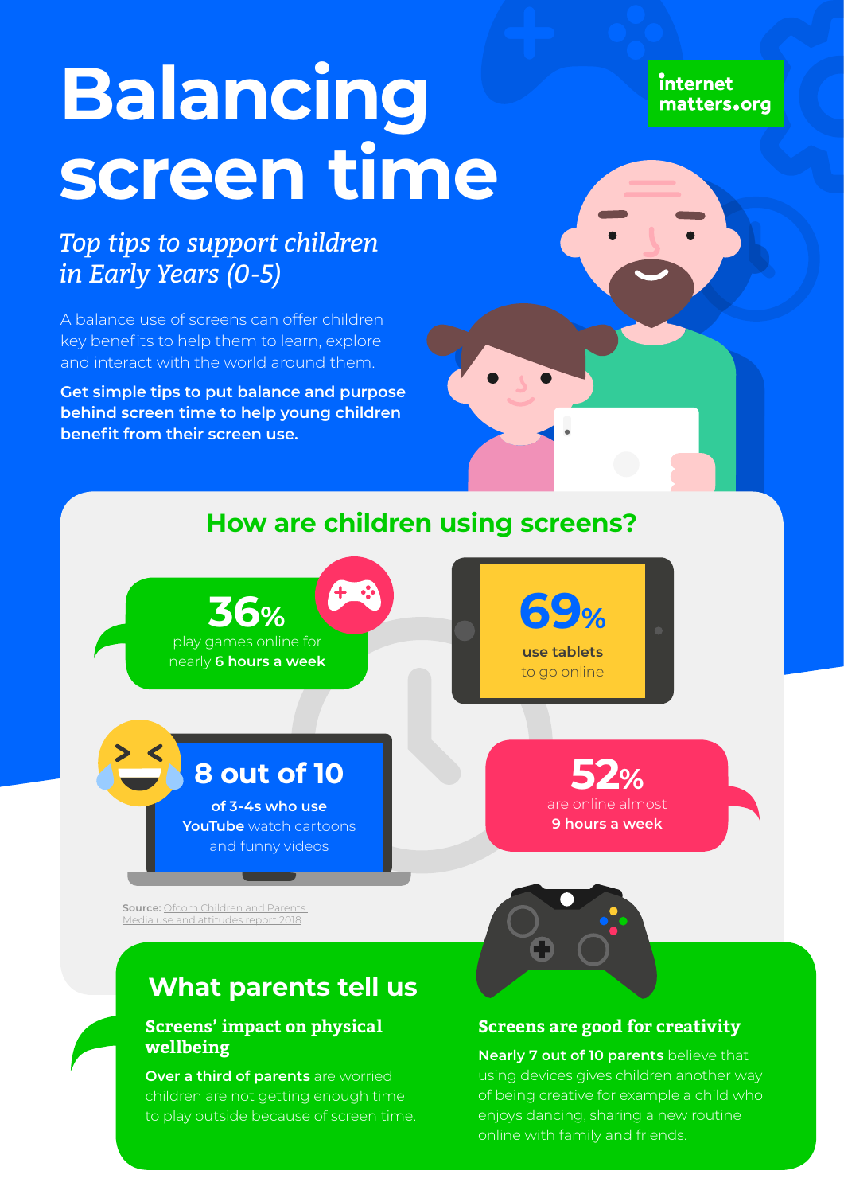# Balancing screen time

internet matters.org

*Top tips to support children in Early Years (0-5)*

A balance use of screens can offer children key benefits to help them to learn, explore and interact with the world around them.

**Get simple tips to put balance and purpose behind screen time to help young children benefit from their screen use.**

## How are children using screens?

**36%** play games online for nearly **6 hours a week**

**69%** **use tablets** to go online

**8 out of 10** **of 3-4s who use YouTube** watch cartoons and funny videos

**52%** are online almost **9 hours a week**

**Source:** Ofcom Children and Parents Media use and attitudes report 2018

## What parents tell us

### Screens' impact on physical wellbeing

**Over a third of parents** are worried children are not getting enough time to play outside because of screen time.

### Screens are good for creativity

**Nearly 7 out of 10 parents** believe that using devices gives children another way of being creative for example a child who enjoys dancing, sharing a new routine online with family and friends.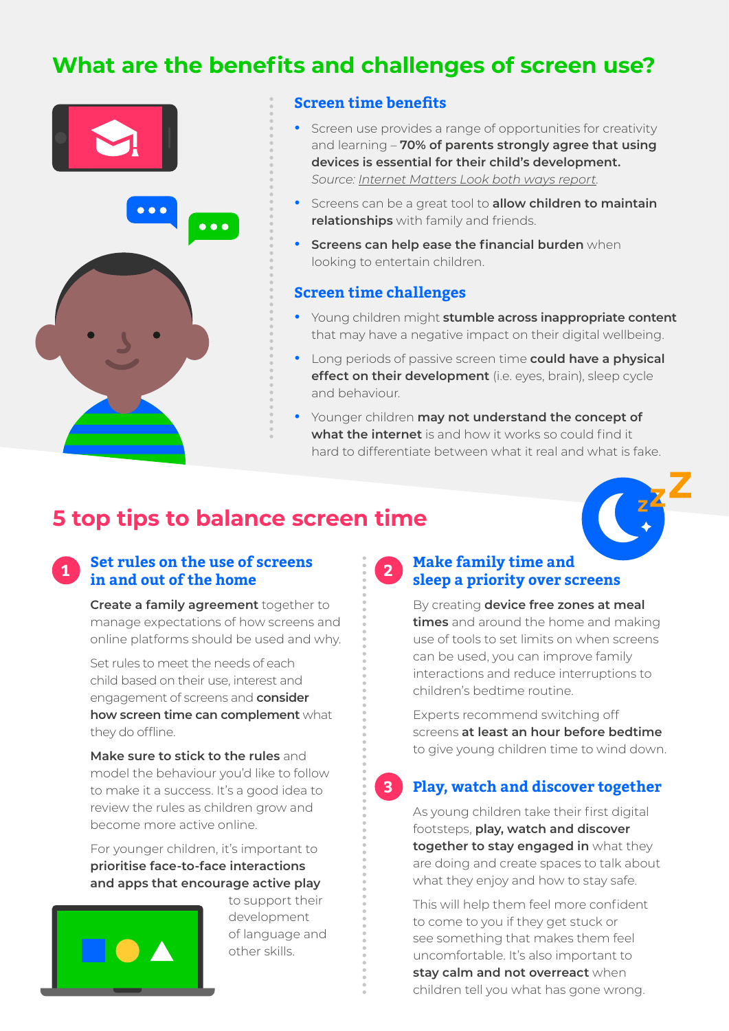# What are the benefits and challenges of screen use?

## Screen time benefits

- Screen use provides a range of opportunities for creativity and learning – **70% of parents strongly agree that using devices is essential for their child's development.** *Source: Internet Matters Look both ways report.*
- Screens can be a great tool to **allow children to maintain relationships** with family and friends.
- **Screens can help ease the financial burden** when looking to entertain children.

## Screen time challenges

- Young children might **stumble across inappropriate content** that may have a negative impact on their digital wellbeing.
- Long periods of passive screen time **could have a physical effect on their development** (i.e. eyes, brain), sleep cycle and behaviour.
- Younger children **may not understand the concept of what the internet** is and how it works so could find it hard to differentiate between what it real and what is fake.

# 5 top tips to balance screen time

### 1 Set rules on the use of screens in and out of the home

**Create a family agreement** together to manage expectations of how screens and online platforms should be used and why.

Set rules to meet the needs of each child based on their use, interest and engagement of screens and **consider how screen time can complement** what they do offline.

**Make sure to stick to the rules** and model the behaviour you'd like to follow to make it a success. It's a good idea to review the rules as children grow and become more active online.

For younger children, it's important to **prioritise face-to-face interactions and apps that encourage active play** to support their development of language and other skills.

### 2 Make family time and sleep a priority over screens

By creating **device free zones at meal times** and around the home and making use of tools to set limits on when screens can be used, you can improve family interactions and reduce interruptions to children's bedtime routine.

Experts recommend switching off screens **at least an hour before bedtime** to give young children time to wind down.

### 3 Play, watch and discover together

As young children take their first digital footsteps, **play, watch and discover together to stay engaged in** what they are doing and create spaces to talk about what they enjoy and how to stay safe.

This will help them feel more confident to come to you if they get stuck or see something that makes them feel uncomfortable. It's also important to **stay calm and not overreact** when children tell you what has gone wrong.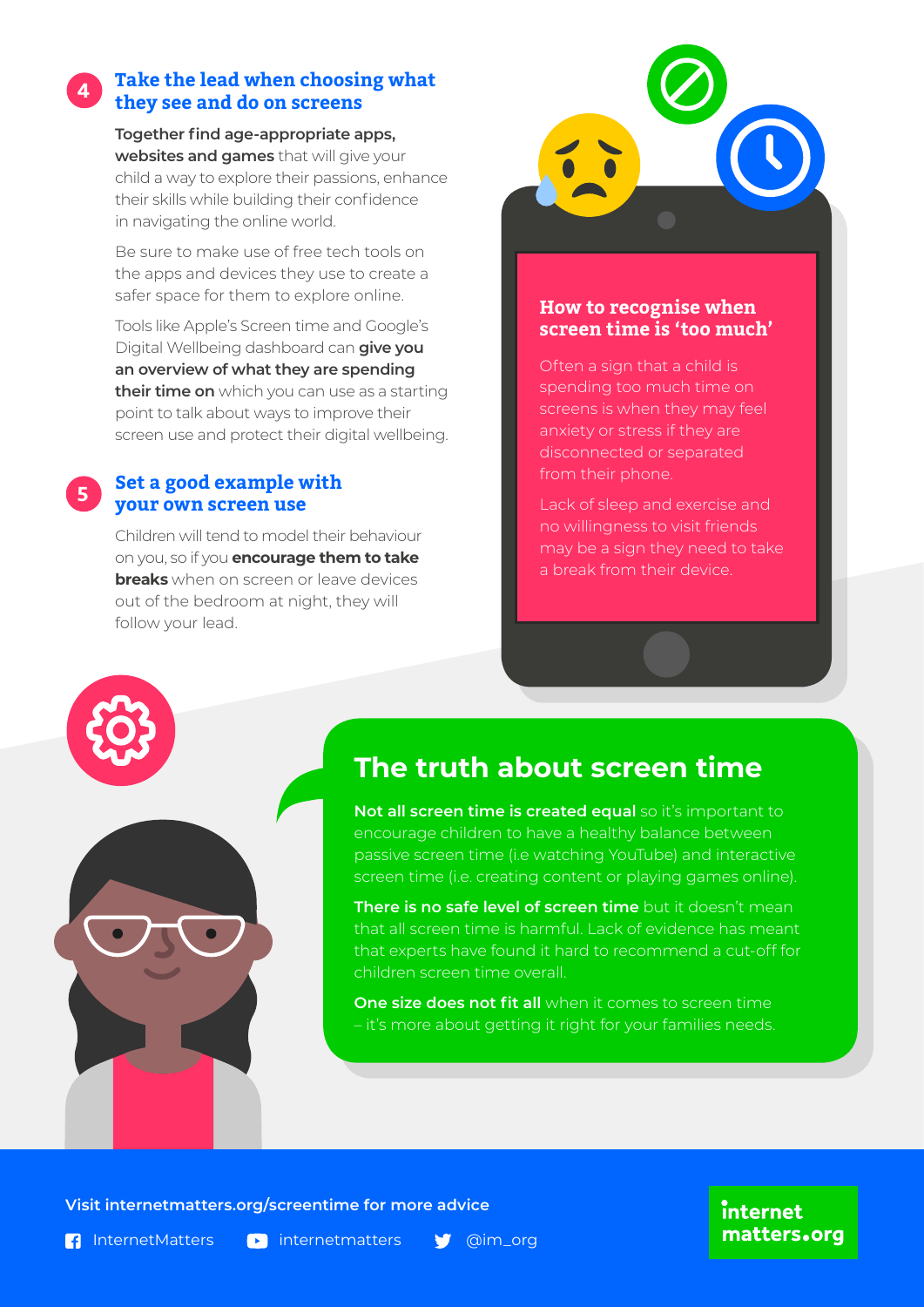### 4 Take the lead when choosing what they see and do on screens

**Together find age-appropriate apps, websites and games** that will give your child a way to explore their passions, enhance their skills while building their confidence in navigating the online world.

Be sure to make use of free tech tools on the apps and devices they use to create a safer space for them to explore online.

Tools like Apple's Screen time and Google's Digital Wellbeing dashboard can **give you an overview of what they are spending their time on** which you can use as a starting point to talk about ways to improve their screen use and protect their digital wellbeing.

### 5 Set a good example with your own screen use

Children will tend to model their behaviour on you, so if you **encourage them to take breaks** when on screen or leave devices out of the bedroom at night, they will follow your lead.

### How to recognise when screen time is 'too much'

Often a sign that a child is spending too much time on screens is when they may feel anxiety or stress if they are disconnected or separated from their phone.

Lack of sleep and exercise and no willingness to visit friends may be a sign they need to take a break from their device.

## The truth about screen time

**Not all screen time is created equal** so it's important to encourage children to have a healthy balance between passive screen time (i.e watching YouTube) and interactive screen time (i.e. creating content or playing games online).

**There is no safe level of screen time** but it doesn't mean that all screen time is harmful. Lack of evidence has meant that experts have found it hard to recommend a cut-off for children screen time overall.

**One size does not fit all** when it comes to screen time – it's more about getting it right for your families needs.

**Visit internetmatters.org/screentime for more advice**

InternetMatters   internetmatters   @im_org

internet matters.org